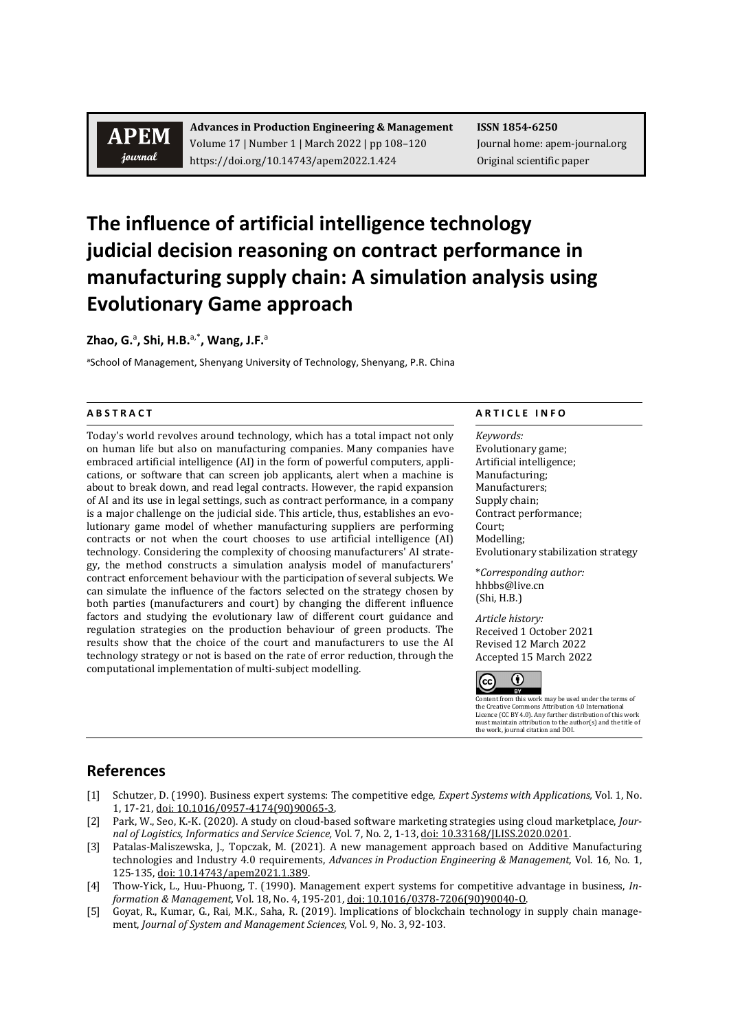APEM journal

**Advances in Production Engineering & Management**
Volume 17 | Number 1 | March 2022 | pp 108–120
https://doi.org/10.14743/apem2022.1.424

**ISSN 1854-6250**
Journal home: apem-journal.org
Original scientific paper

# The influence of artificial intelligence technology judicial decision reasoning on contract performance in manufacturing supply chain: A simulation analysis using Evolutionary Game approach

**Zhao, G.**[a]**, Shi, H.B.**[a,*]**, Wang, J.F.**[a]

[a]School of Management, Shenyang University of Technology, Shenyang, P.R. China

**A B S T R A C T**

Today's world revolves around technology, which has a total impact not only on human life but also on manufacturing companies. Many companies have embraced artificial intelligence (AI) in the form of powerful computers, applications, or software that can screen job applicants, alert when a machine is about to break down, and read legal contracts. However, the rapid expansion of AI and its use in legal settings, such as contract performance, in a company is a major challenge on the judicial side. This article, thus, establishes an evolutionary game model of whether manufacturing suppliers are performing contracts or not when the court chooses to use artificial intelligence (AI) technology. Considering the complexity of choosing manufacturers' AI strategy, the method constructs a simulation analysis model of manufacturers' contract enforcement behaviour with the participation of several subjects. We can simulate the influence of the factors selected on the strategy chosen by both parties (manufacturers and court) by changing the different influence factors and studying the evolutionary law of different court guidance and regulation strategies on the production behaviour of green products. The results show that the choice of the court and manufacturers to use the AI technology strategy or not is based on the rate of error reduction, through the computational implementation of multi-subject modelling.

**A R T I C L E I N F O**

*Keywords:*
Evolutionary game;
Artificial intelligence;
Manufacturing;
Manufacturers;
Supply chain;
Contract performance;
Court;
Modelling;
Evolutionary stabilization strategy

*\*Corresponding author:*
hhbbs@live.cn
(Shi, H.B.)

*Article history:*
Received 1 October 2021
Revised 12 March 2022
Accepted 15 March 2022

Content from this work may be used under the terms of the Creative Commons Attribution 4.0 International Licence (CC BY 4.0). Any further distribution of this work must maintain attribution to the author(s) and the title of the work, journal citation and DOI.

## References

[1] Schutzer, D. (1990). Business expert systems: The competitive edge, *Expert Systems with Applications,* Vol. 1, No. 1, 17-21, doi: 10.1016/0957-4174(90)90065-3.

[2] Park, W., Seo, K.-K. (2020). A study on cloud-based software marketing strategies using cloud marketplace, *Journal of Logistics, Informatics and Service Science,* Vol. 7, No. 2, 1-13, doi: 10.33168/JLISS.2020.0201.

[3] Patalas-Maliszewska, J., Topczak, M. (2021). A new management approach based on Additive Manufacturing technologies and Industry 4.0 requirements, *Advances in Production Engineering & Management,* Vol. 16, No. 1, 125-135, doi: 10.14743/apem2021.1.389.

[4] Thow-Yick, L., Huu-Phuong, T. (1990). Management expert systems for competitive advantage in business, *Information & Management,* Vol. 18, No. 4, 195-201, doi: 10.1016/0378-7206(90)90040-O.

[5] Goyat, R., Kumar, G., Rai, M.K., Saha, R. (2019). Implications of blockchain technology in supply chain management, *Journal of System and Management Sciences,* Vol. 9, No. 3, 92-103.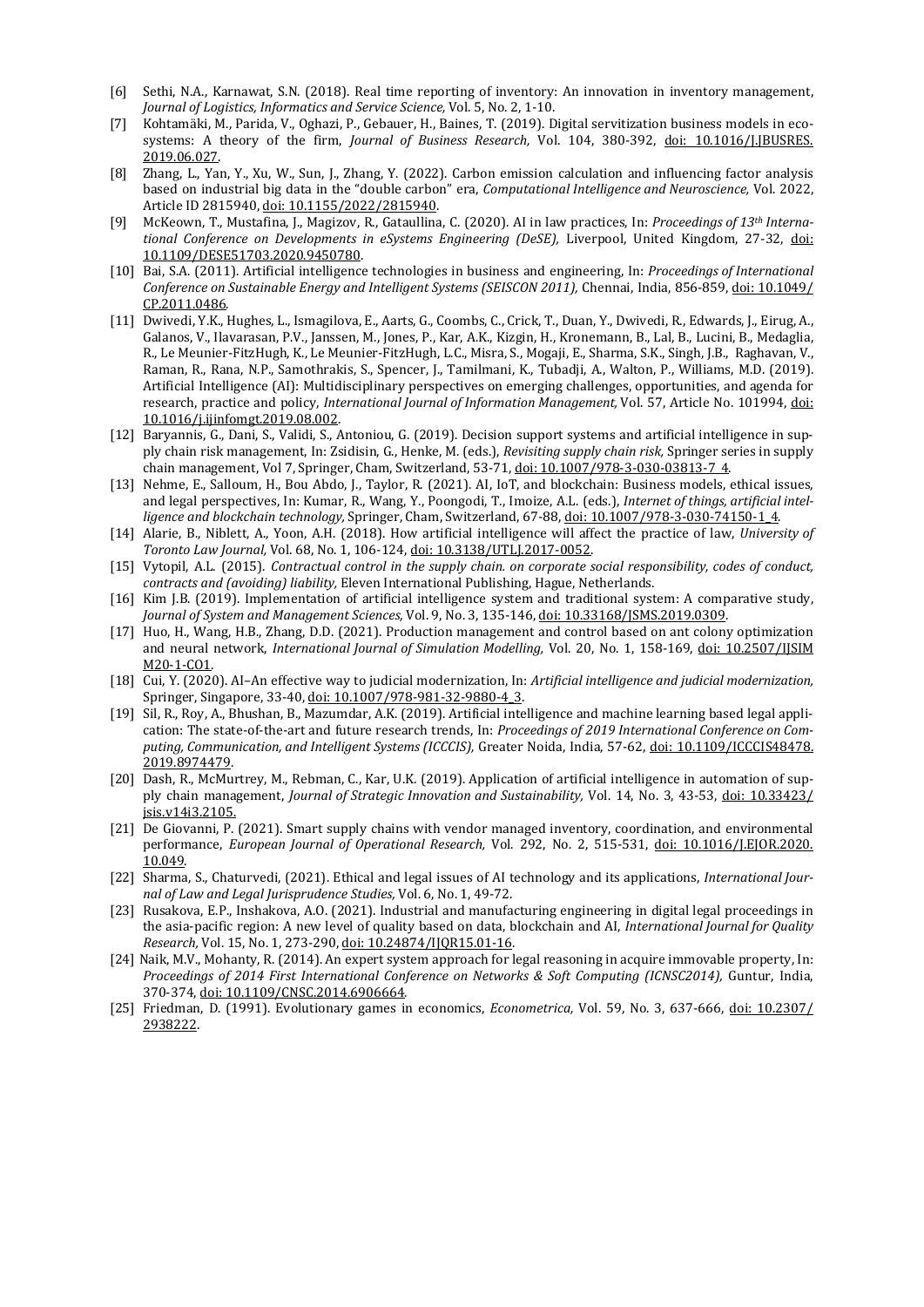[6] Sethi, N.A., Karnawat, S.N. (2018). Real time reporting of inventory: An innovation in inventory management, *Journal of Logistics, Informatics and Service Science,* Vol. 5, No. 2, 1-10.

[7] Kohtamäki, M., Parida, V., Oghazi, P., Gebauer, H., Baines, T. (2019). Digital servitization business models in ecosystems: A theory of the firm, *Journal of Business Research,* Vol. 104, 380-392, doi: 10.1016/J.JBUSRES.2019.06.027.

[8] Zhang, L., Yan, Y., Xu, W., Sun, J., Zhang, Y. (2022). Carbon emission calculation and influencing factor analysis based on industrial big data in the "double carbon" era, *Computational Intelligence and Neuroscience,* Vol. 2022, Article ID 2815940, doi: 10.1155/2022/2815940.

[9] McKeown, T., Mustafina, J., Magizov, R., Gataullina, C. (2020). AI in law practices, In: *Proceedings of 13th International Conference on Developments in eSystems Engineering (DeSE),* Liverpool, United Kingdom, 27-32, doi: 10.1109/DESE51703.2020.9450780.

[10] Bai, S.A. (2011). Artificial intelligence technologies in business and engineering, In: *Proceedings of International Conference on Sustainable Energy and Intelligent Systems (SEISCON 2011),* Chennai, India, 856-859, doi: 10.1049/CP.2011.0486.

[11] Dwivedi, Y.K., Hughes, L., Ismagilova, E., Aarts, G., Coombs, C., Crick, T., Duan, Y., Dwivedi, R., Edwards, J., Eirug, A., Galanos, V., Ilavarasan, P.V., Janssen, M., Jones, P., Kar, A.K., Kizgin, H., Kronemann, B., Lal, B., Lucini, B., Medaglia, R., Le Meunier-FitzHugh, K., Le Meunier-FitzHugh, L.C., Misra, S., Mogaji, E., Sharma, S.K., Singh, J.B., Raghavan, V., Raman, R., Rana, N.P., Samothrakis, S., Spencer, J., Tamilmani, K., Tubadji, A., Walton, P., Williams, M.D. (2019). Artificial Intelligence (AI): Multidisciplinary perspectives on emerging challenges, opportunities, and agenda for research, practice and policy, *International Journal of Information Management,* Vol. 57, Article No. 101994, doi: 10.1016/j.ijinfomgt.2019.08.002.

[12] Baryannis, G., Dani, S., Validi, S., Antoniou, G. (2019). Decision support systems and artificial intelligence in supply chain risk management, In: Zsidisin, G., Henke, M. (eds.), *Revisiting supply chain risk,* Springer series in supply chain management, Vol 7, Springer, Cham, Switzerland, 53-71, doi: 10.1007/978-3-030-03813-7_4.

[13] Nehme, E., Salloum, H., Bou Abdo, J., Taylor, R. (2021). AI, IoT, and blockchain: Business models, ethical issues, and legal perspectives, In: Kumar, R., Wang, Y., Poongodi, T., Imoize, A.L. (eds.), *Internet of things, artificial intelligence and blockchain technology,* Springer, Cham, Switzerland, 67-88, doi: 10.1007/978-3-030-74150-1_4.

[14] Alarie, B., Niblett, A., Yoon, A.H. (2018). How artificial intelligence will affect the practice of law, *University of Toronto Law Journal,* Vol. 68, No. 1, 106-124, doi: 10.3138/UTLJ.2017-0052.

[15] Vytopil, A.L. (2015). *Contractual control in the supply chain. on corporate social responsibility, codes of conduct, contracts and (avoiding) liability,* Eleven International Publishing, Hague, Netherlands.

[16] Kim J.B. (2019). Implementation of artificial intelligence system and traditional system: A comparative study, *Journal of System and Management Sciences,* Vol. 9, No. 3, 135-146, doi: 10.33168/JSMS.2019.0309.

[17] Huo, H., Wang, H.B., Zhang, D.D. (2021). Production management and control based on ant colony optimization and neural network, *International Journal of Simulation Modelling,* Vol. 20, No. 1, 158-169, doi: 10.2507/IJSIMM20-1-CO1.

[18] Cui, Y. (2020). AI–An effective way to judicial modernization, In: *Artificial intelligence and judicial modernization,* Springer, Singapore, 33-40, doi: 10.1007/978-981-32-9880-4_3.

[19] Sil, R., Roy, A., Bhushan, B., Mazumdar, A.K. (2019). Artificial intelligence and machine learning based legal application: The state-of-the-art and future research trends, In: *Proceedings of 2019 International Conference on Computing, Communication, and Intelligent Systems (ICCCIS),* Greater Noida, India, 57-62, doi: 10.1109/ICCCIS48478.2019.8974479.

[20] Dash, R., McMurtrey, M., Rebman, C., Kar, U.K. (2019). Application of artificial intelligence in automation of supply chain management, *Journal of Strategic Innovation and Sustainability,* Vol. 14, No. 3, 43-53, doi: 10.33423/jsis.v14i3.2105.

[21] De Giovanni, P. (2021). Smart supply chains with vendor managed inventory, coordination, and environmental performance, *European Journal of Operational Research,* Vol. 292, No. 2, 515-531, doi: 10.1016/J.EJOR.2020.10.049.

[22] Sharma, S., Chaturvedi, (2021). Ethical and legal issues of AI technology and its applications, *International Journal of Law and Legal Jurisprudence Studies,* Vol. 6, No. 1, 49-72.

[23] Rusakova, E.P., Inshakova, A.O. (2021). Industrial and manufacturing engineering in digital legal proceedings in the asia-pacific region: A new level of quality based on data, blockchain and AI, *International Journal for Quality Research,* Vol. 15, No. 1, 273-290, doi: 10.24874/IJQR15.01-16.

[24] Naik, M.V., Mohanty, R. (2014). An expert system approach for legal reasoning in acquire immovable property, In: *Proceedings of 2014 First International Conference on Networks & Soft Computing (ICNSC2014),* Guntur, India, 370-374, doi: 10.1109/CNSC.2014.6906664.

[25] Friedman, D. (1991). Evolutionary games in economics, *Econometrica,* Vol. 59, No. 3, 637-666, doi: 10.2307/2938222.